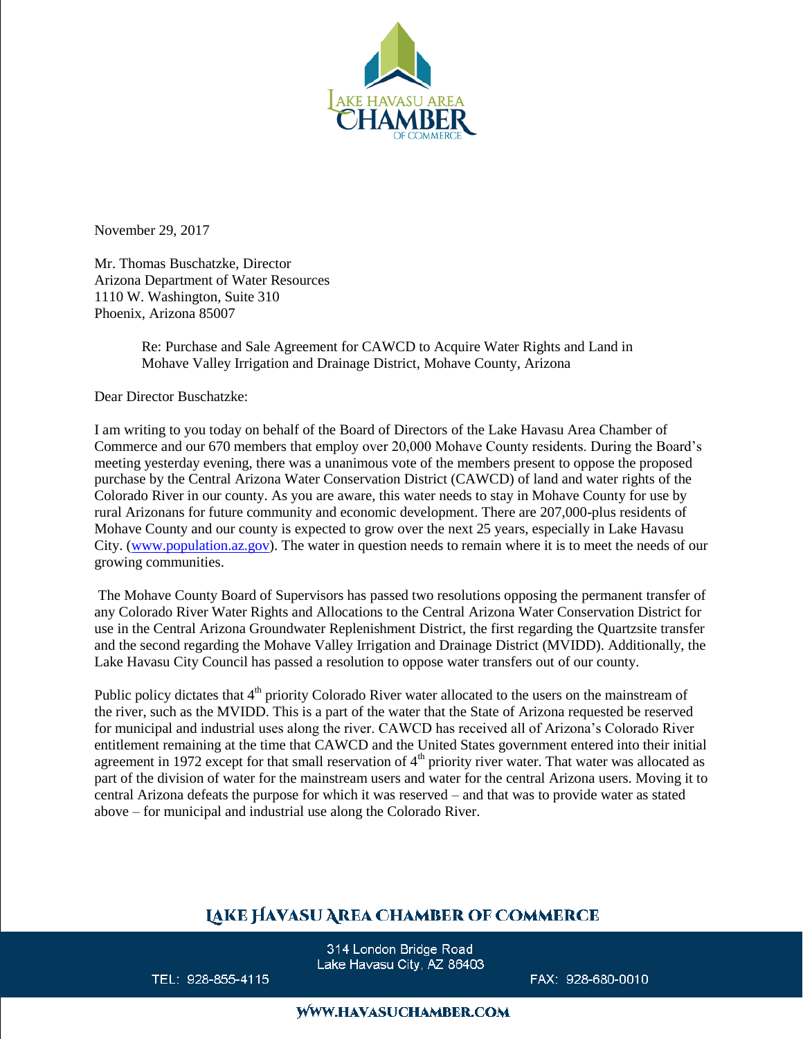Lake Havasu Area Chamber of Commerce

November 29, 2017

Mr. Thomas Buschatzke, Director
Arizona Department of Water Resources
1110 W. Washington, Suite 310
Phoenix, Arizona 85007

Re: Purchase and Sale Agreement for CAWCD to Acquire Water Rights and Land in Mohave Valley Irrigation and Drainage District, Mohave County, Arizona

Dear Director Buschatzke:

I am writing to you today on behalf of the Board of Directors of the Lake Havasu Area Chamber of Commerce and our 670 members that employ over 20,000 Mohave County residents. During the Board's meeting yesterday evening, there was a unanimous vote of the members present to oppose the proposed purchase by the Central Arizona Water Conservation District (CAWCD) of land and water rights of the Colorado River in our county. As you are aware, this water needs to stay in Mohave County for use by rural Arizonans for future community and economic development. There are 207,000-plus residents of Mohave County and our county is expected to grow over the next 25 years, especially in Lake Havasu City. ([www.population.az.gov](www.population.az.gov)). The water in question needs to remain where it is to meet the needs of our growing communities.

The Mohave County Board of Supervisors has passed two resolutions opposing the permanent transfer of any Colorado River Water Rights and Allocations to the Central Arizona Water Conservation District for use in the Central Arizona Groundwater Replenishment District, the first regarding the Quartzsite transfer and the second regarding the Mohave Valley Irrigation and Drainage District (MVIDD). Additionally, the Lake Havasu City Council has passed a resolution to oppose water transfers out of our county.

Public policy dictates that 4th priority Colorado River water allocated to the users on the mainstream of the river, such as the MVIDD. This is a part of the water that the State of Arizona requested be reserved for municipal and industrial uses along the river. CAWCD has received all of Arizona's Colorado River entitlement remaining at the time that CAWCD and the United States government entered into their initial agreement in 1972 except for that small reservation of 4th priority river water. That water was allocated as part of the division of water for the mainstream users and water for the central Arizona users. Moving it to central Arizona defeats the purpose for which it was reserved – and that was to provide water as stated above – for municipal and industrial use along the Colorado River.

LAKE HAVASU AREA CHAMBER OF COMMERCE

314 London Bridge Road
Lake Havasu City, AZ 86403

TEL: 928-855-4115 FAX: 928-680-0010

WWW.HAVASUCHAMBER.COM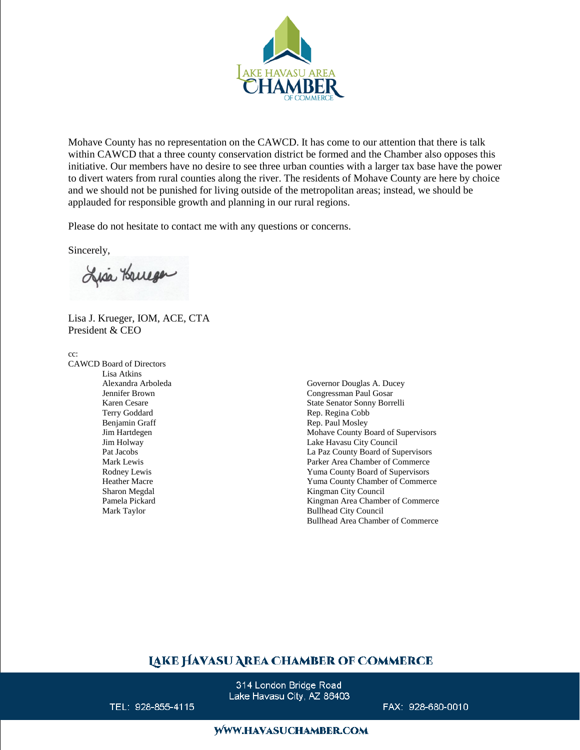Mohave County has no representation on the CAWCD. It has come to our attention that there is talk within CAWCD that a three county conservation district be formed and the Chamber also opposes this initiative. Our members have no desire to see three urban counties with a larger tax base have the power to divert waters from rural counties along the river. The residents of Mohave County are here by choice and we should not be punished for living outside of the metropolitan areas; instead, we should be applauded for responsible growth and planning in our rural regions.

Please do not hesitate to contact me with any questions or concerns.

Sincerely,

Lisa J. Krueger, IOM, ACE, CTA
President & CEO

cc:

CAWCD Board of Directors

- Lisa Atkins
- Alexandra Arboleda
- Jennifer Brown
- Karen Cesare
- Terry Goddard
- Benjamin Graff
- Jim Hartdegen
- Jim Holway
- Pat Jacobs
- Mark Lewis
- Rodney Lewis
- Heather Macre
- Sharon Megdal
- Pamela Pickard
- Mark Taylor

Governor Douglas A. Ducey
Congressman Paul Gosar
State Senator Sonny Borrelli
Rep. Regina Cobb
Rep. Paul Mosley
Mohave County Board of Supervisors
Lake Havasu City Council
La Paz County Board of Supervisors
Parker Area Chamber of Commerce
Yuma County Board of Supervisors
Yuma County Chamber of Commerce
Kingman City Council
Kingman Area Chamber of Commerce
Bullhead City Council
Bullhead Area Chamber of Commerce